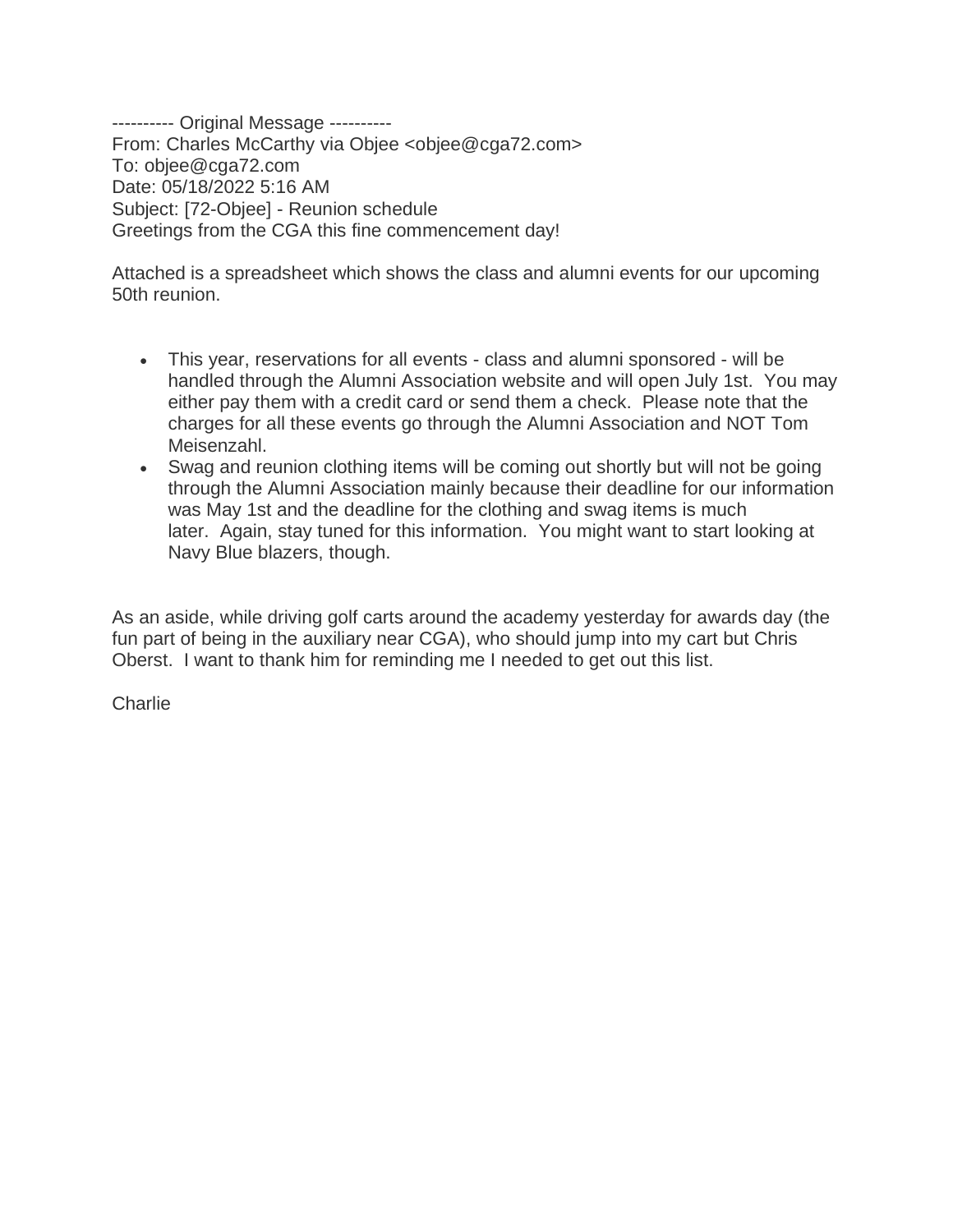---------- Original Message ----------
From: Charles McCarthy via Objee <objee@cga72.com>
To: objee@cga72.com
Date: 05/18/2022 5:16 AM
Subject: [72-Objee] - Reunion schedule
Greetings from the CGA this fine commencement day!

Attached is a spreadsheet which shows the class and alumni events for our upcoming 50th reunion.

- This year, reservations for all events - class and alumni sponsored - will be handled through the Alumni Association website and will open July 1st.  You may either pay them with a credit card or send them a check.  Please note that the charges for all these events go through the Alumni Association and NOT Tom Meisenzahl.
- Swag and reunion clothing items will be coming out shortly but will not be going through the Alumni Association mainly because their deadline for our information was May 1st and the deadline for the clothing and swag items is much later.  Again, stay tuned for this information.  You might want to start looking at Navy Blue blazers, though.

As an aside, while driving golf carts around the academy yesterday for awards day (the fun part of being in the auxiliary near CGA), who should jump into my cart but Chris Oberst.  I want to thank him for reminding me I needed to get out this list.

Charlie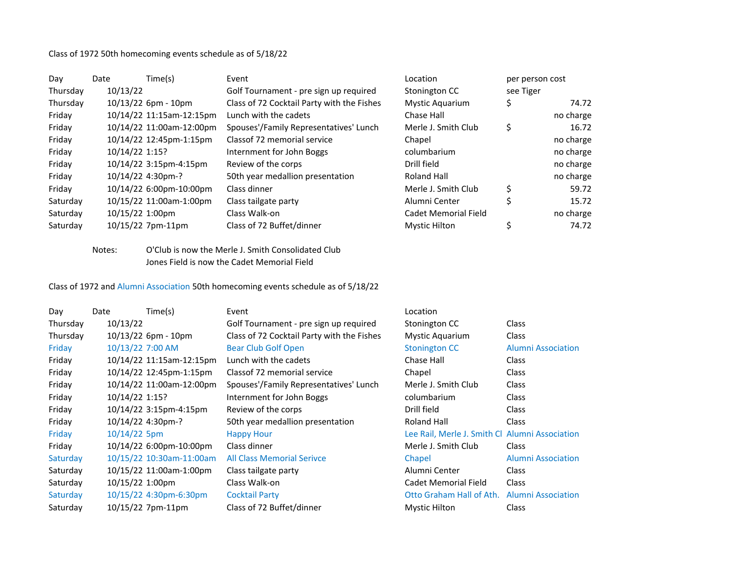Class of 1972 50th homecoming events schedule as of 5/18/22

| Day | Date | Time(s) | Event | Location | per person cost | |
|---|---|---|---|---|---|---|
| Thursday | 10/13/22 | | Golf Tournament - pre sign up required | Stonington CC | see Tiger | |
| Thursday | 10/13/22 | 6pm - 10pm | Class of 72 Cocktail Party with the Fishes | Mystic Aquarium | $ | 74.72 |
| Friday | 10/14/22 | 11:15am-12:15pm | Lunch with the cadets | Chase Hall | | no charge |
| Friday | 10/14/22 | 11:00am-12:00pm | Spouses'/Family Representatives' Lunch | Merle J. Smith Club | $ | 16.72 |
| Friday | 10/14/22 | 12:45pm-1:15pm | Classof 72 memorial service | Chapel | | no charge |
| Friday | 10/14/22 | 1:15? | Internment for John Boggs | columbarium | | no charge |
| Friday | 10/14/22 | 3:15pm-4:15pm | Review of the corps | Drill field | | no charge |
| Friday | 10/14/22 | 4:30pm-? | 50th year medallion presentation | Roland Hall | | no charge |
| Friday | 10/14/22 | 6:00pm-10:00pm | Class dinner | Merle J. Smith Club | $ | 59.72 |
| Saturday | 10/15/22 | 11:00am-1:00pm | Class tailgate party | Alumni Center | $ | 15.72 |
| Saturday | 10/15/22 | 1:00pm | Class Walk-on | Cadet Memorial Field | | no charge |
| Saturday | 10/15/22 | 7pm-11pm | Class of 72 Buffet/dinner | Mystic Hilton | $ | 74.72 |

Notes: O'Club is now the Merle J. Smith Consolidated Club
Jones Field is now the Cadet Memorial Field

Class of 1972 and Alumni Association 50th homecoming events schedule as of 5/18/22

| Day | Date | Time(s) | Event | Location | |
|---|---|---|---|---|---|
| Thursday | 10/13/22 | | Golf Tournament - pre sign up required | Stonington CC | Class |
| Thursday | 10/13/22 | 6pm - 10pm | Class of 72 Cocktail Party with the Fishes | Mystic Aquarium | Class |
| Friday | 10/13/22 | 7:00 AM | Bear Club Golf Open | Stonington CC | Alumni Association |
| Friday | 10/14/22 | 11:15am-12:15pm | Lunch with the cadets | Chase Hall | Class |
| Friday | 10/14/22 | 12:45pm-1:15pm | Classof 72 memorial service | Chapel | Class |
| Friday | 10/14/22 | 11:00am-12:00pm | Spouses'/Family Representatives' Lunch | Merle J. Smith Club | Class |
| Friday | 10/14/22 | 1:15? | Internment for John Boggs | columbarium | Class |
| Friday | 10/14/22 | 3:15pm-4:15pm | Review of the corps | Drill field | Class |
| Friday | 10/14/22 | 4:30pm-? | 50th year medallion presentation | Roland Hall | Class |
| Friday | 10/14/22 | 5pm | Happy Hour | Lee Rail, Merle J. Smith Cl | Alumni Association |
| Friday | 10/14/22 | 6:00pm-10:00pm | Class dinner | Merle J. Smith Club | Class |
| Saturday | 10/15/22 | 10:30am-11:00am | All Class Memorial Serivce | Chapel | Alumni Association |
| Saturday | 10/15/22 | 11:00am-1:00pm | Class tailgate party | Alumni Center | Class |
| Saturday | 10/15/22 | 1:00pm | Class Walk-on | Cadet Memorial Field | Class |
| Saturday | 10/15/22 | 4:30pm-6:30pm | Cocktail Party | Otto Graham Hall of Ath. | Alumni Association |
| Saturday | 10/15/22 | 7pm-11pm | Class of 72 Buffet/dinner | Mystic Hilton | Class |